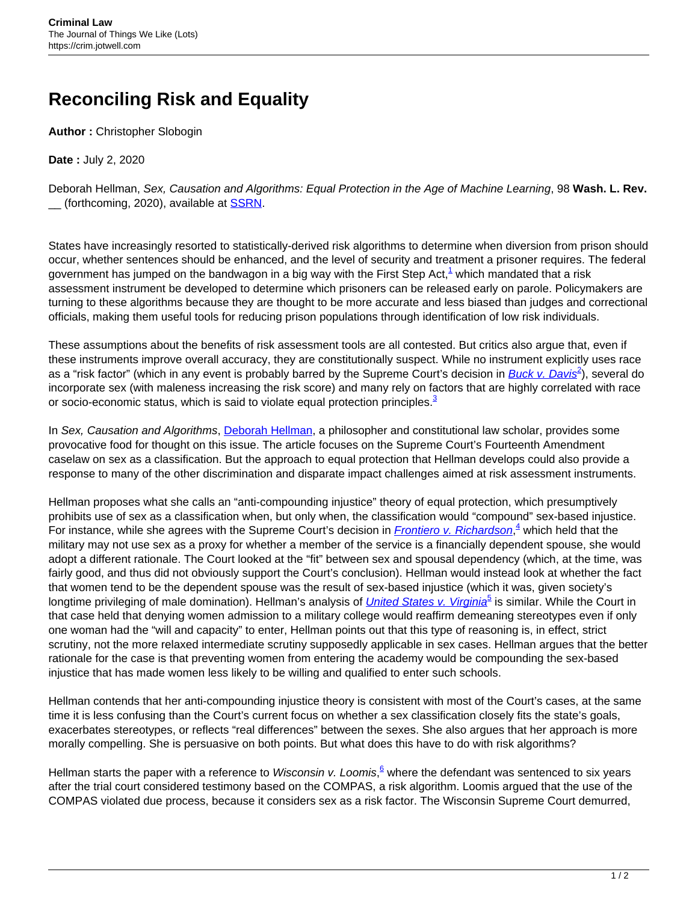# Reconciling Risk and Equality

**Author :** Christopher Slobogin

**Date :** July 2, 2020

Deborah Hellman, *Sex, Causation and Algorithms: Equal Protection in the Age of Machine Learning*, 98 **Wash. L. Rev.** __ (forthcoming, 2020), available at SSRN.

States have increasingly resorted to statistically-derived risk algorithms to determine when diversion from prison should occur, whether sentences should be enhanced, and the level of security and treatment a prisoner requires. The federal government has jumped on the bandwagon in a big way with the First Step Act,[1] which mandated that a risk assessment instrument be developed to determine which prisoners can be released early on parole. Policymakers are turning to these algorithms because they are thought to be more accurate and less biased than judges and correctional officials, making them useful tools for reducing prison populations through identification of low risk individuals.

These assumptions about the benefits of risk assessment tools are all contested. But critics also argue that, even if these instruments improve overall accuracy, they are constitutionally suspect. While no instrument explicitly uses race as a "risk factor" (which in any event is probably barred by the Supreme Court's decision in *Buck v. Davis*[2]), several do incorporate sex (with maleness increasing the risk score) and many rely on factors that are highly correlated with race or socio-economic status, which is said to violate equal protection principles.[3]

In *Sex, Causation and Algorithms*, Deborah Hellman, a philosopher and constitutional law scholar, provides some provocative food for thought on this issue. The article focuses on the Supreme Court's Fourteenth Amendment caselaw on sex as a classification. But the approach to equal protection that Hellman develops could also provide a response to many of the other discrimination and disparate impact challenges aimed at risk assessment instruments.

Hellman proposes what she calls an "anti-compounding injustice" theory of equal protection, which presumptively prohibits use of sex as a classification when, but only when, the classification would "compound" sex-based injustice. For instance, while she agrees with the Supreme Court's decision in *Frontiero v. Richardson*,[4] which held that the military may not use sex as a proxy for whether a member of the service is a financially dependent spouse, she would adopt a different rationale. The Court looked at the "fit" between sex and spousal dependency (which, at the time, was fairly good, and thus did not obviously support the Court's conclusion). Hellman would instead look at whether the fact that women tend to be the dependent spouse was the result of sex-based injustice (which it was, given society's longtime privileging of male domination). Hellman's analysis of *United States v. Virginia*[5] is similar. While the Court in that case held that denying women admission to a military college would reaffirm demeaning stereotypes even if only one woman had the "will and capacity" to enter, Hellman points out that this type of reasoning is, in effect, strict scrutiny, not the more relaxed intermediate scrutiny supposedly applicable in sex cases. Hellman argues that the better rationale for the case is that preventing women from entering the academy would be compounding the sex-based injustice that has made women less likely to be willing and qualified to enter such schools.

Hellman contends that her anti-compounding injustice theory is consistent with most of the Court's cases, at the same time it is less confusing than the Court's current focus on whether a sex classification closely fits the state's goals, exacerbates stereotypes, or reflects "real differences" between the sexes. She also argues that her approach is more morally compelling. She is persuasive on both points. But what does this have to do with risk algorithms?

Hellman starts the paper with a reference to *Wisconsin v. Loomis*,[6] where the defendant was sentenced to six years after the trial court considered testimony based on the COMPAS, a risk algorithm. Loomis argued that the use of the COMPAS violated due process, because it considers sex as a risk factor. The Wisconsin Supreme Court demurred,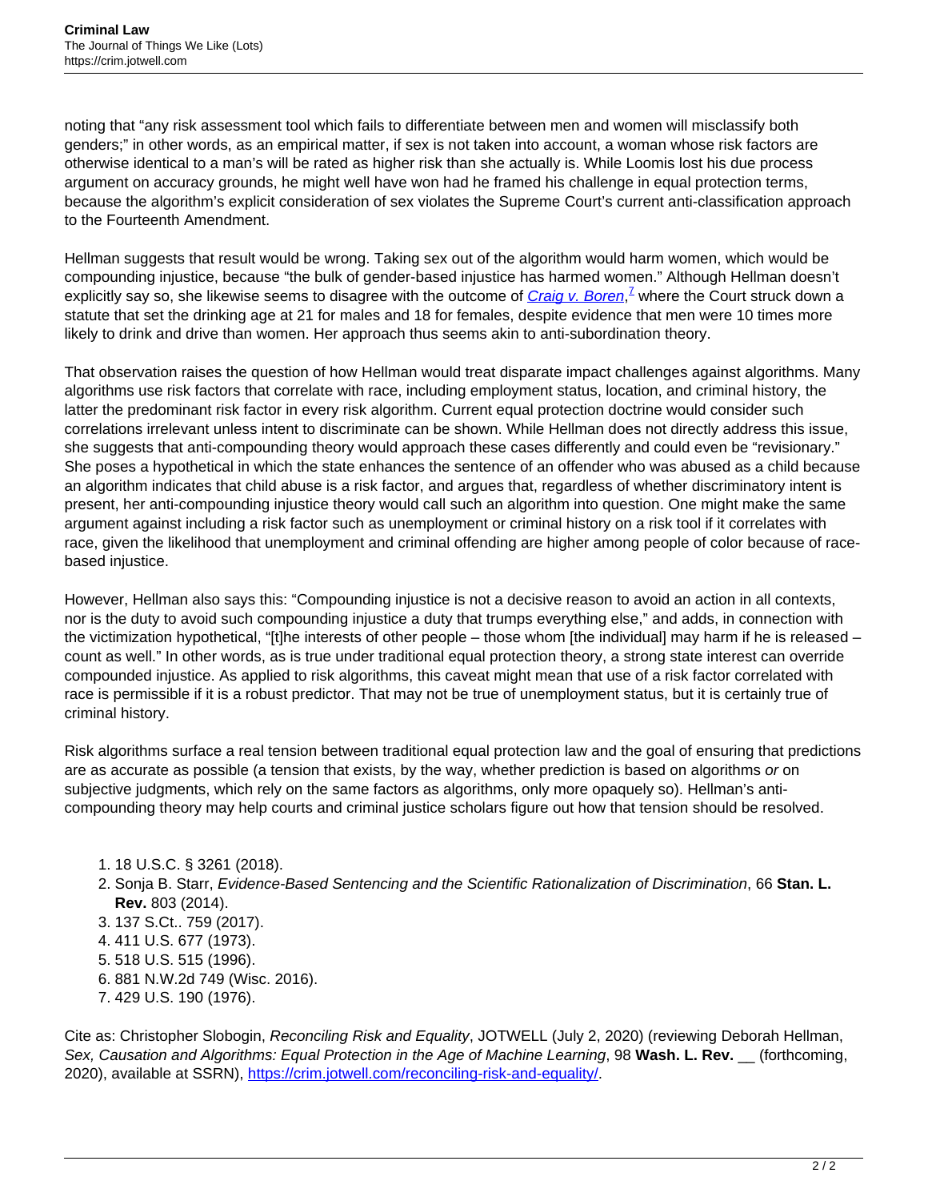noting that "any risk assessment tool which fails to differentiate between men and women will misclassify both genders;" in other words, as an empirical matter, if sex is not taken into account, a woman whose risk factors are otherwise identical to a man's will be rated as higher risk than she actually is. While Loomis lost his due process argument on accuracy grounds, he might well have won had he framed his challenge in equal protection terms, because the algorithm's explicit consideration of sex violates the Supreme Court's current anti-classification approach to the Fourteenth Amendment.

Hellman suggests that result would be wrong. Taking sex out of the algorithm would harm women, which would be compounding injustice, because "the bulk of gender-based injustice has harmed women." Although Hellman doesn't explicitly say so, she likewise seems to disagree with the outcome of *Craig v. Boren*,[7] where the Court struck down a statute that set the drinking age at 21 for males and 18 for females, despite evidence that men were 10 times more likely to drink and drive than women. Her approach thus seems akin to anti-subordination theory.

That observation raises the question of how Hellman would treat disparate impact challenges against algorithms. Many algorithms use risk factors that correlate with race, including employment status, location, and criminal history, the latter the predominant risk factor in every risk algorithm. Current equal protection doctrine would consider such correlations irrelevant unless intent to discriminate can be shown. While Hellman does not directly address this issue, she suggests that anti-compounding theory would approach these cases differently and could even be "revisionary." She poses a hypothetical in which the state enhances the sentence of an offender who was abused as a child because an algorithm indicates that child abuse is a risk factor, and argues that, regardless of whether discriminatory intent is present, her anti-compounding injustice theory would call such an algorithm into question. One might make the same argument against including a risk factor such as unemployment or criminal history on a risk tool if it correlates with race, given the likelihood that unemployment and criminal offending are higher among people of color because of race-based injustice.

However, Hellman also says this: "Compounding injustice is not a decisive reason to avoid an action in all contexts, nor is the duty to avoid such compounding injustice a duty that trumps everything else," and adds, in connection with the victimization hypothetical, "[t]he interests of other people – those whom [the individual] may harm if he is released – count as well." In other words, as is true under traditional equal protection theory, a strong state interest can override compounded injustice. As applied to risk algorithms, this caveat might mean that use of a risk factor correlated with race is permissible if it is a robust predictor. That may not be true of unemployment status, but it is certainly true of criminal history.

Risk algorithms surface a real tension between traditional equal protection law and the goal of ensuring that predictions are as accurate as possible (a tension that exists, by the way, whether prediction is based on algorithms *or* on subjective judgments, which rely on the same factors as algorithms, only more opaquely so). Hellman's anti-compounding theory may help courts and criminal justice scholars figure out how that tension should be resolved.

1. 18 U.S.C. § 3261 (2018).
2. Sonja B. Starr, *Evidence-Based Sentencing and the Scientific Rationalization of Discrimination*, 66 **Stan. L. Rev.** 803 (2014).
3. 137 S.Ct.. 759 (2017).
4. 411 U.S. 677 (1973).
5. 518 U.S. 515 (1996).
6. 881 N.W.2d 749 (Wisc. 2016).
7. 429 U.S. 190 (1976).

Cite as: Christopher Slobogin, *Reconciling Risk and Equality*, JOTWELL (July 2, 2020) (reviewing Deborah Hellman, *Sex, Causation and Algorithms: Equal Protection in the Age of Machine Learning*, 98 **Wash. L. Rev.** __ (forthcoming, 2020), available at SSRN), https://crim.jotwell.com/reconciling-risk-and-equality/.